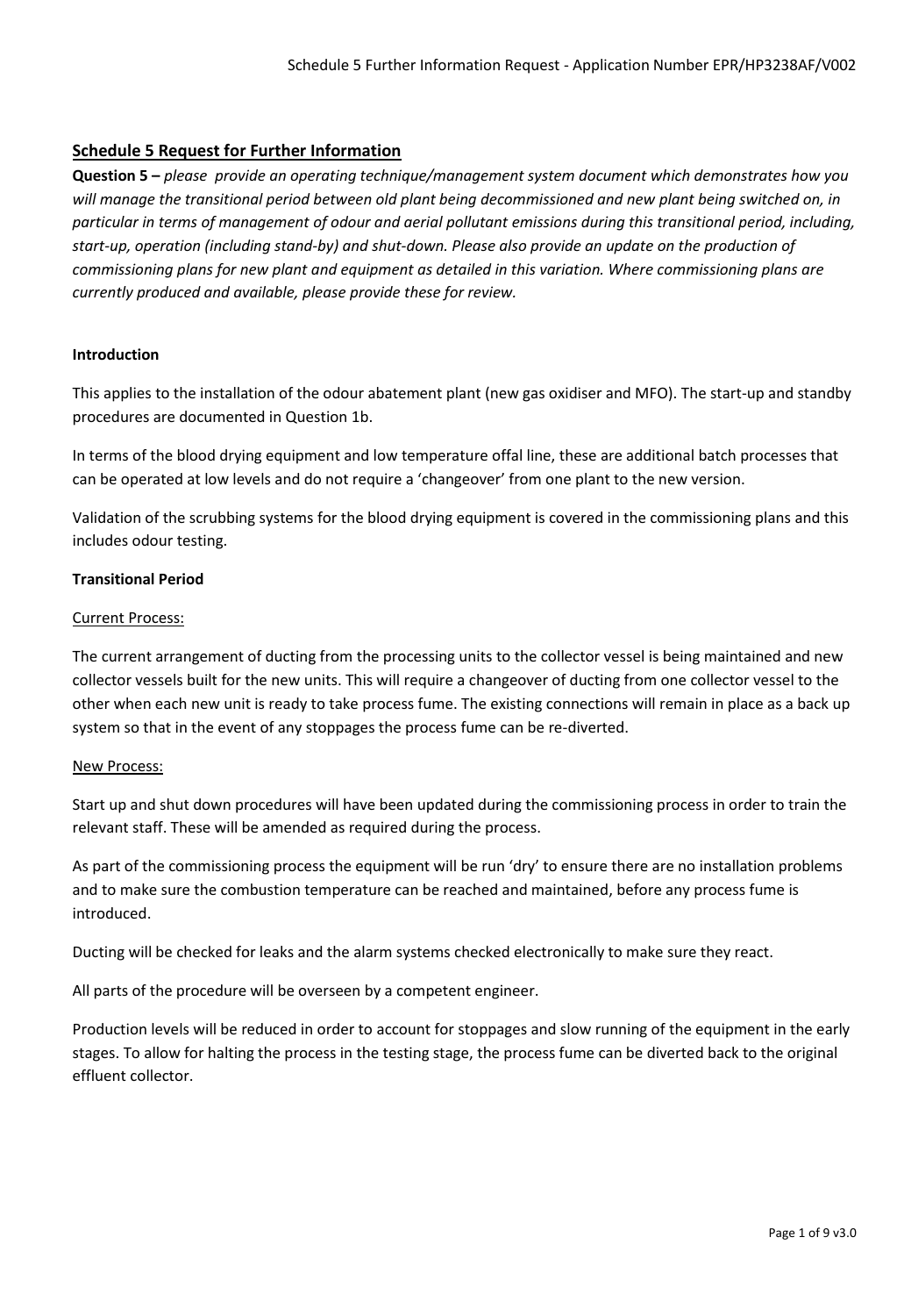## Schedule 5 Request for Further Information

**Question 5 –** *please provide an operating technique/management system document which demonstrates how you will manage the transitional period between old plant being decommissioned and new plant being switched on, in particular in terms of management of odour and aerial pollutant emissions during this transitional period, including, start-up, operation (including stand-by) and shut-down. Please also provide an update on the production of commissioning plans for new plant and equipment as detailed in this variation. Where commissioning plans are currently produced and available, please provide these for review.*

**Introduction**

This applies to the installation of the odour abatement plant (new gas oxidiser and MFO). The start-up and standby procedures are documented in Question 1b.

In terms of the blood drying equipment and low temperature offal line, these are additional batch processes that can be operated at low levels and do not require a 'changeover' from one plant to the new version.

Validation of the scrubbing systems for the blood drying equipment is covered in the commissioning plans and this includes odour testing.

**Transitional Period**

Current Process:

The current arrangement of ducting from the processing units to the collector vessel is being maintained and new collector vessels built for the new units. This will require a changeover of ducting from one collector vessel to the other when each new unit is ready to take process fume. The existing connections will remain in place as a back up system so that in the event of any stoppages the process fume can be re-diverted.

New Process:

Start up and shut down procedures will have been updated during the commissioning process in order to train the relevant staff. These will be amended as required during the process.

As part of the commissioning process the equipment will be run 'dry' to ensure there are no installation problems and to make sure the combustion temperature can be reached and maintained, before any process fume is introduced.

Ducting will be checked for leaks and the alarm systems checked electronically to make sure they react.

All parts of the procedure will be overseen by a competent engineer.

Production levels will be reduced in order to account for stoppages and slow running of the equipment in the early stages. To allow for halting the process in the testing stage, the process fume can be diverted back to the original effluent collector.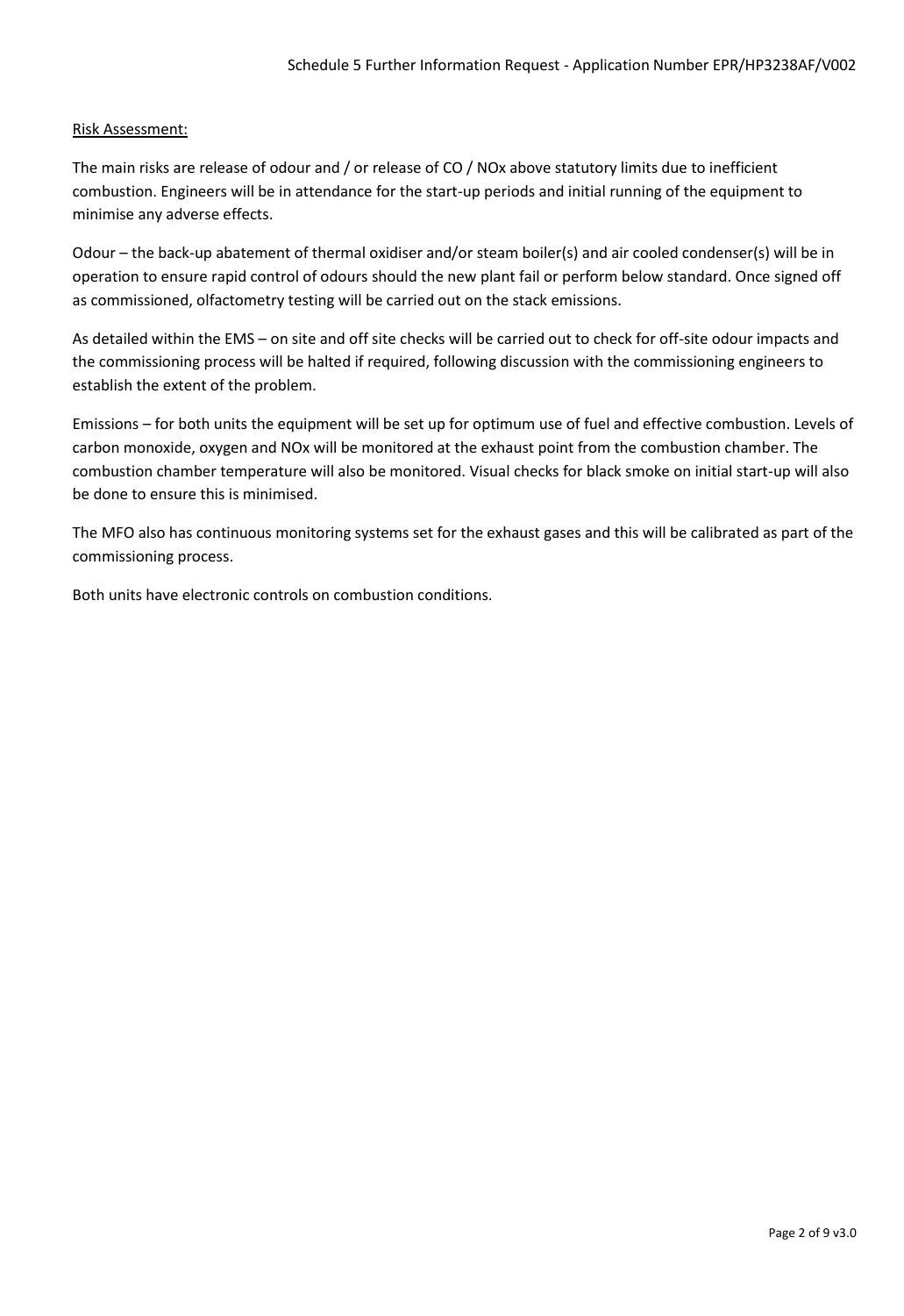Risk Assessment:

The main risks are release of odour and / or release of CO / NOx above statutory limits due to inefficient combustion. Engineers will be in attendance for the start-up periods and initial running of the equipment to minimise any adverse effects.

Odour – the back-up abatement of thermal oxidiser and/or steam boiler(s) and air cooled condenser(s) will be in operation to ensure rapid control of odours should the new plant fail or perform below standard. Once signed off as commissioned, olfactometry testing will be carried out on the stack emissions.

As detailed within the EMS – on site and off site checks will be carried out to check for off-site odour impacts and the commissioning process will be halted if required, following discussion with the commissioning engineers to establish the extent of the problem.

Emissions – for both units the equipment will be set up for optimum use of fuel and effective combustion. Levels of carbon monoxide, oxygen and NOx will be monitored at the exhaust point from the combustion chamber. The combustion chamber temperature will also be monitored. Visual checks for black smoke on initial start-up will also be done to ensure this is minimised.

The MFO also has continuous monitoring systems set for the exhaust gases and this will be calibrated as part of the commissioning process.

Both units have electronic controls on combustion conditions.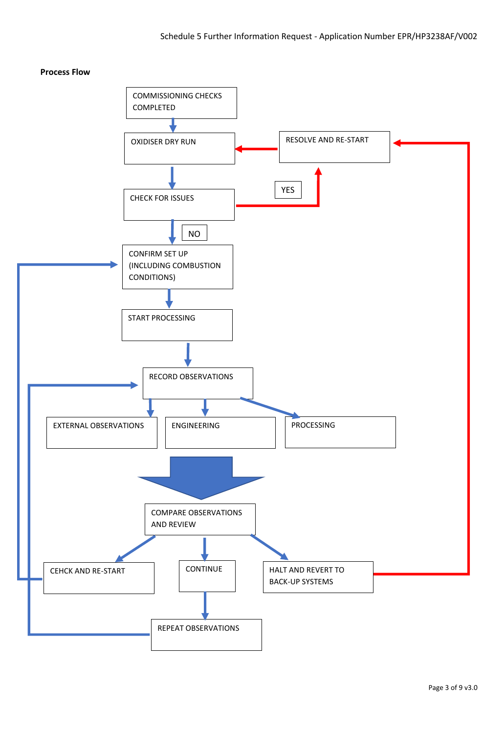**Process Flow**

COMMISSIONING CHECKS COMPLETED

OXIDISER DRY RUN

RESOLVE AND RE-START

CHECK FOR ISSUES

YES

NO

CONFIRM SET UP (INCLUDING COMBUSTION CONDITIONS)

START PROCESSING

RECORD OBSERVATIONS

EXTERNAL OBSERVATIONS

ENGINEERING

PROCESSING

COMPARE OBSERVATIONS AND REVIEW

CEHCK AND RE-START

CONTINUE

HALT AND REVERT TO BACK-UP SYSTEMS

REPEAT OBSERVATIONS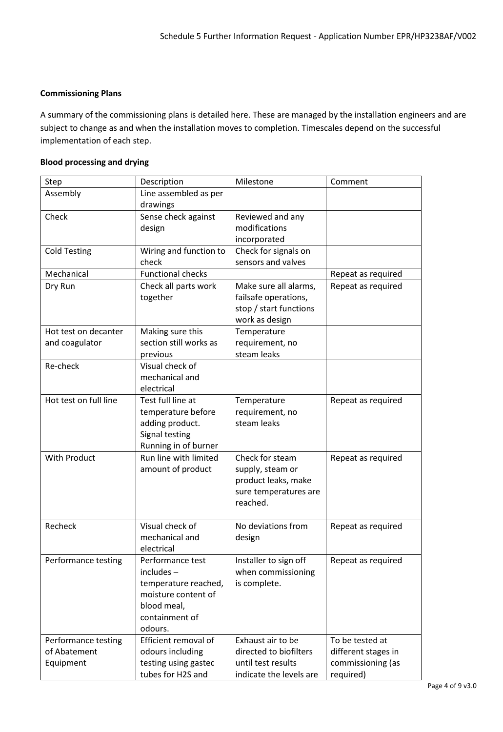**Commissioning Plans**

A summary of the commissioning plans is detailed here. These are managed by the installation engineers and are subject to change as and when the installation moves to completion. Timescales depend on the successful implementation of each step.

**Blood processing and drying**

| Step | Description | Milestone | Comment |
|---|---|---|---|
| Assembly | Line assembled as per drawings | | |
| Check | Sense check against design | Reviewed and any modifications incorporated | |
| Cold Testing | Wiring and function to check | Check for signals on sensors and valves | |
| Mechanical | Functional checks | | Repeat as required |
| Dry Run | Check all parts work together | Make sure all alarms, failsafe operations, stop / start functions work as design | Repeat as required |
| Hot test on decanter and coagulator | Making sure this section still works as previous | Temperature requirement, no steam leaks | |
| Re-check | Visual check of mechanical and electrical | | |
| Hot test on full line | Test full line at temperature before adding product. Signal testing Running in of burner | Temperature requirement, no steam leaks | Repeat as required |
| With Product | Run line with limited amount of product | Check for steam supply, steam or product leaks, make sure temperatures are reached. | Repeat as required |
| Recheck | Visual check of mechanical and electrical | No deviations from design | Repeat as required |
| Performance testing | Performance test includes – temperature reached, moisture content of blood meal, containment of odours. | Installer to sign off when commissioning is complete. | Repeat as required |
| Performance testing of Abatement Equipment | Efficient removal of odours including testing using gastec tubes for H2S and | Exhaust air to be directed to biofilters until test results indicate the levels are | To be tested at different stages in commissioning (as required) |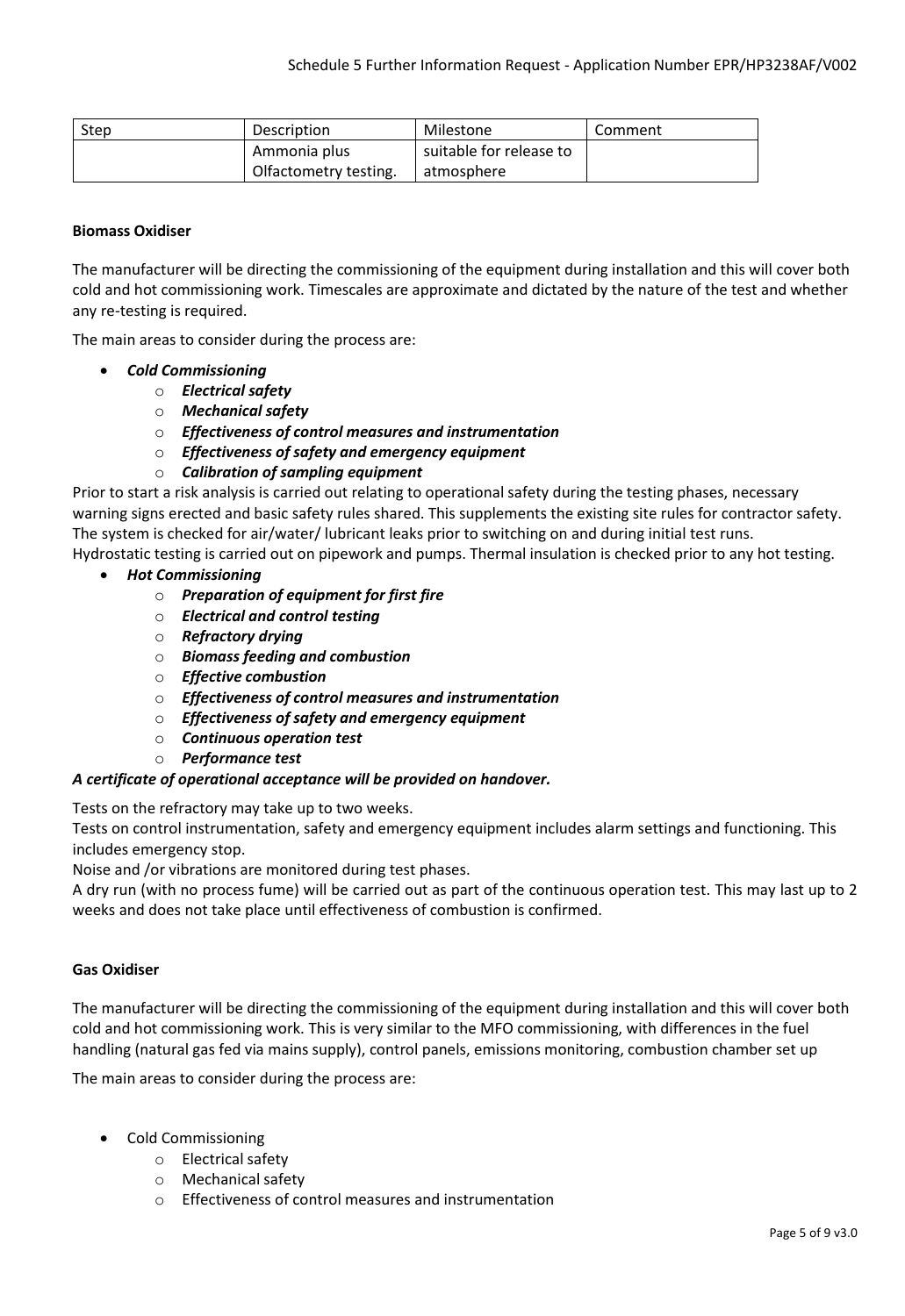| Step | Description | Milestone | Comment |
| --- | --- | --- | --- |
| | Ammonia plus Olfactometry testing. | suitable for release to atmosphere | |

**Biomass Oxidiser**

The manufacturer will be directing the commissioning of the equipment during installation and this will cover both cold and hot commissioning work. Timescales are approximate and dictated by the nature of the test and whether any re-testing is required.

The main areas to consider during the process are:

- ***Cold Commissioning***
  - ***Electrical safety***
  - ***Mechanical safety***
  - ***Effectiveness of control measures and instrumentation***
  - ***Effectiveness of safety and emergency equipment***
  - ***Calibration of sampling equipment***

Prior to start a risk analysis is carried out relating to operational safety during the testing phases, necessary warning signs erected and basic safety rules shared. This supplements the existing site rules for contractor safety. The system is checked for air/water/ lubricant leaks prior to switching on and during initial test runs. Hydrostatic testing is carried out on pipework and pumps. Thermal insulation is checked prior to any hot testing.

- ***Hot Commissioning***
  - ***Preparation of equipment for first fire***
  - ***Electrical and control testing***
  - ***Refractory drying***
  - ***Biomass feeding and combustion***
  - ***Effective combustion***
  - ***Effectiveness of control measures and instrumentation***
  - ***Effectiveness of safety and emergency equipment***
  - ***Continuous operation test***
  - ***Performance test***

***A certificate of operational acceptance will be provided on handover.***

Tests on the refractory may take up to two weeks.
Tests on control instrumentation, safety and emergency equipment includes alarm settings and functioning. This includes emergency stop.
Noise and /or vibrations are monitored during test phases.
A dry run (with no process fume) will be carried out as part of the continuous operation test. This may last up to 2 weeks and does not take place until effectiveness of combustion is confirmed.

**Gas Oxidiser**

The manufacturer will be directing the commissioning of the equipment during installation and this will cover both cold and hot commissioning work. This is very similar to the MFO commissioning, with differences in the fuel handling (natural gas fed via mains supply), control panels, emissions monitoring, combustion chamber set up

The main areas to consider during the process are:

- Cold Commissioning
  - Electrical safety
  - Mechanical safety
  - Effectiveness of control measures and instrumentation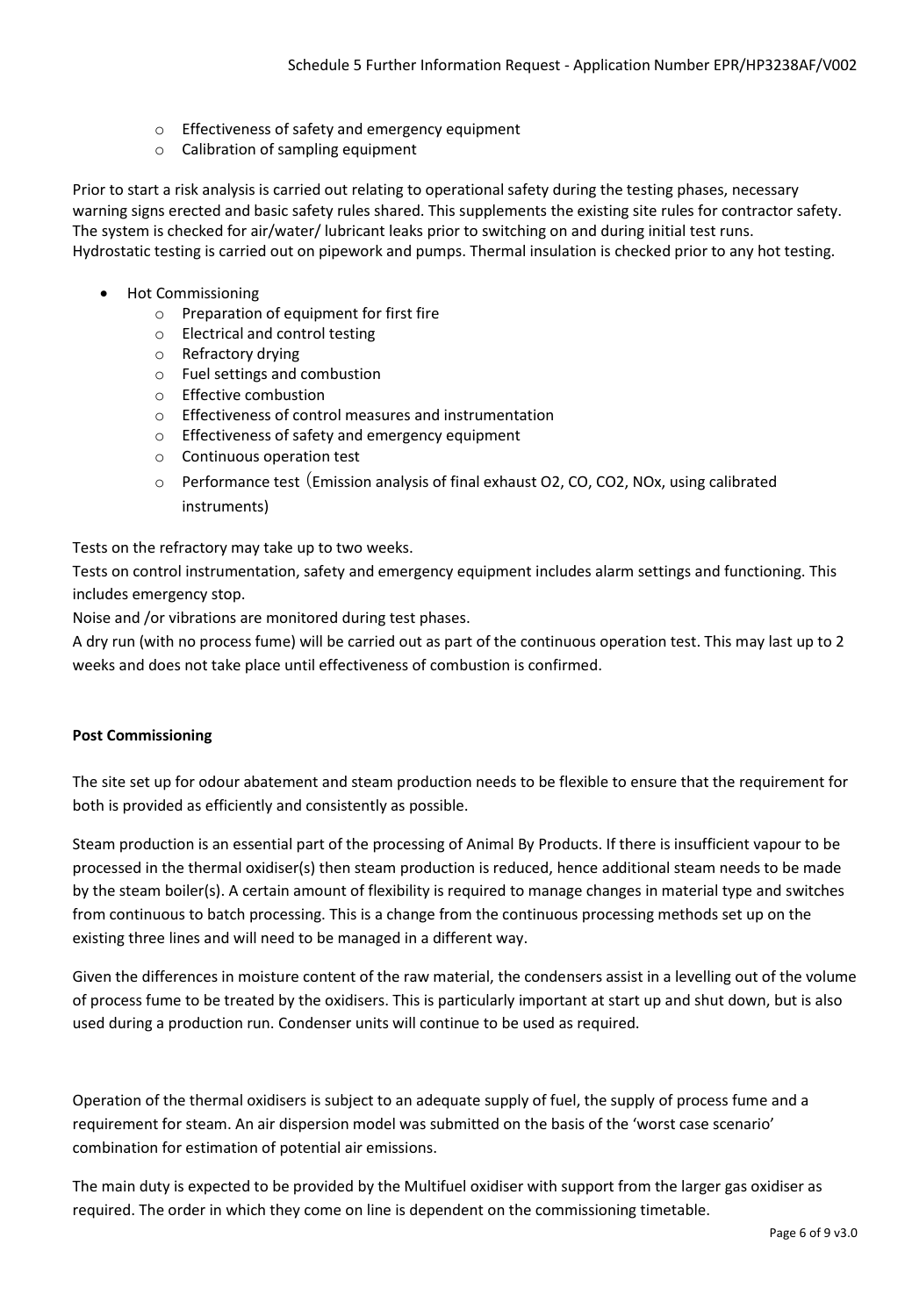- Effectiveness of safety and emergency equipment
- Calibration of sampling equipment

Prior to start a risk analysis is carried out relating to operational safety during the testing phases, necessary warning signs erected and basic safety rules shared. This supplements the existing site rules for contractor safety. The system is checked for air/water/ lubricant leaks prior to switching on and during initial test runs. Hydrostatic testing is carried out on pipework and pumps. Thermal insulation is checked prior to any hot testing.

- Hot Commissioning
  - Preparation of equipment for first fire
  - Electrical and control testing
  - Refractory drying
  - Fuel settings and combustion
  - Effective combustion
  - Effectiveness of control measures and instrumentation
  - Effectiveness of safety and emergency equipment
  - Continuous operation test
  - Performance test（Emission analysis of final exhaust $O_2$, CO, $CO_2$, $NO_x$, using calibrated instruments)

Tests on the refractory may take up to two weeks.

Tests on control instrumentation, safety and emergency equipment includes alarm settings and functioning. This includes emergency stop.

Noise and /or vibrations are monitored during test phases.

A dry run (with no process fume) will be carried out as part of the continuous operation test. This may last up to 2 weeks and does not take place until effectiveness of combustion is confirmed.

**Post Commissioning**

The site set up for odour abatement and steam production needs to be flexible to ensure that the requirement for both is provided as efficiently and consistently as possible.

Steam production is an essential part of the processing of Animal By Products. If there is insufficient vapour to be processed in the thermal oxidiser(s) then steam production is reduced, hence additional steam needs to be made by the steam boiler(s). A certain amount of flexibility is required to manage changes in material type and switches from continuous to batch processing. This is a change from the continuous processing methods set up on the existing three lines and will need to be managed in a different way.

Given the differences in moisture content of the raw material, the condensers assist in a levelling out of the volume of process fume to be treated by the oxidisers. This is particularly important at start up and shut down, but is also used during a production run. Condenser units will continue to be used as required.

Operation of the thermal oxidisers is subject to an adequate supply of fuel, the supply of process fume and a requirement for steam. An air dispersion model was submitted on the basis of the 'worst case scenario' combination for estimation of potential air emissions.

The main duty is expected to be provided by the Multifuel oxidiser with support from the larger gas oxidiser as required. The order in which they come on line is dependent on the commissioning timetable.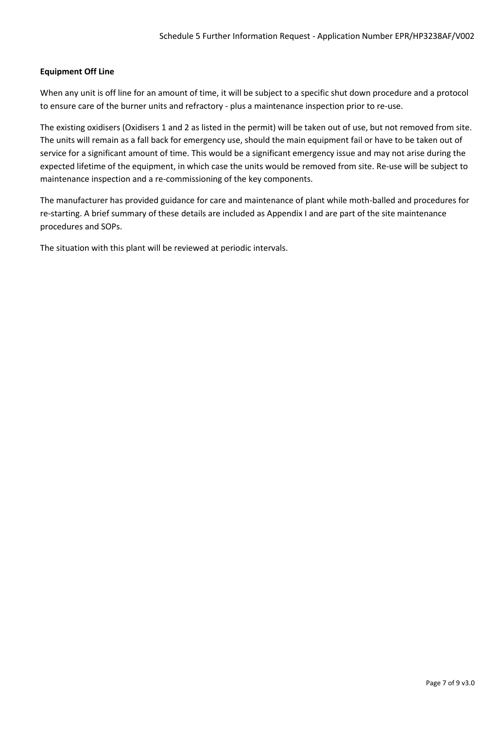**Equipment Off Line**

When any unit is off line for an amount of time, it will be subject to a specific shut down procedure and a protocol to ensure care of the burner units and refractory - plus a maintenance inspection prior to re-use.

The existing oxidisers (Oxidisers 1 and 2 as listed in the permit) will be taken out of use, but not removed from site. The units will remain as a fall back for emergency use, should the main equipment fail or have to be taken out of service for a significant amount of time. This would be a significant emergency issue and may not arise during the expected lifetime of the equipment, in which case the units would be removed from site. Re-use will be subject to maintenance inspection and a re-commissioning of the key components.

The manufacturer has provided guidance for care and maintenance of plant while moth-balled and procedures for re-starting. A brief summary of these details are included as Appendix I and are part of the site maintenance procedures and SOPs.

The situation with this plant will be reviewed at periodic intervals.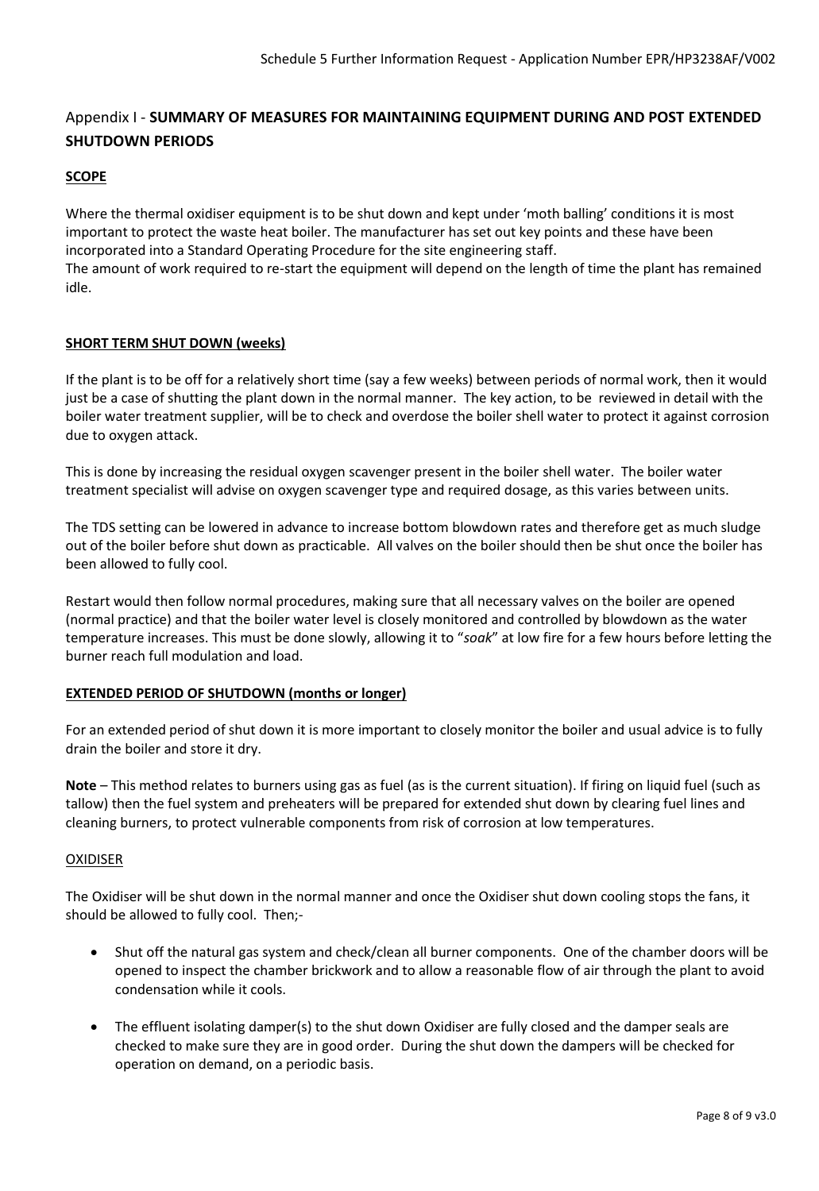## Appendix I - **SUMMARY OF MEASURES FOR MAINTAINING EQUIPMENT DURING AND POST EXTENDED SHUTDOWN PERIODS**

**SCOPE**

Where the thermal oxidiser equipment is to be shut down and kept under 'moth balling' conditions it is most important to protect the waste heat boiler. The manufacturer has set out key points and these have been incorporated into a Standard Operating Procedure for the site engineering staff.
The amount of work required to re-start the equipment will depend on the length of time the plant has remained idle.

**SHORT TERM SHUT DOWN (weeks)**

If the plant is to be off for a relatively short time (say a few weeks) between periods of normal work, then it would just be a case of shutting the plant down in the normal manner. The key action, to be reviewed in detail with the boiler water treatment supplier, will be to check and overdose the boiler shell water to protect it against corrosion due to oxygen attack.

This is done by increasing the residual oxygen scavenger present in the boiler shell water. The boiler water treatment specialist will advise on oxygen scavenger type and required dosage, as this varies between units.

The TDS setting can be lowered in advance to increase bottom blowdown rates and therefore get as much sludge out of the boiler before shut down as practicable. All valves on the boiler should then be shut once the boiler has been allowed to fully cool.

Restart would then follow normal procedures, making sure that all necessary valves on the boiler are opened (normal practice) and that the boiler water level is closely monitored and controlled by blowdown as the water temperature increases. This must be done slowly, allowing it to "*soak*" at low fire for a few hours before letting the burner reach full modulation and load.

**EXTENDED PERIOD OF SHUTDOWN (months or longer)**

For an extended period of shut down it is more important to closely monitor the boiler and usual advice is to fully drain the boiler and store it dry.

**Note** – This method relates to burners using gas as fuel (as is the current situation). If firing on liquid fuel (such as tallow) then the fuel system and preheaters will be prepared for extended shut down by clearing fuel lines and cleaning burners, to protect vulnerable components from risk of corrosion at low temperatures.

OXIDISER

The Oxidiser will be shut down in the normal manner and once the Oxidiser shut down cooling stops the fans, it should be allowed to fully cool. Then;-

- Shut off the natural gas system and check/clean all burner components. One of the chamber doors will be opened to inspect the chamber brickwork and to allow a reasonable flow of air through the plant to avoid condensation while it cools.
- The effluent isolating damper(s) to the shut down Oxidiser are fully closed and the damper seals are checked to make sure they are in good order. During the shut down the dampers will be checked for operation on demand, on a periodic basis.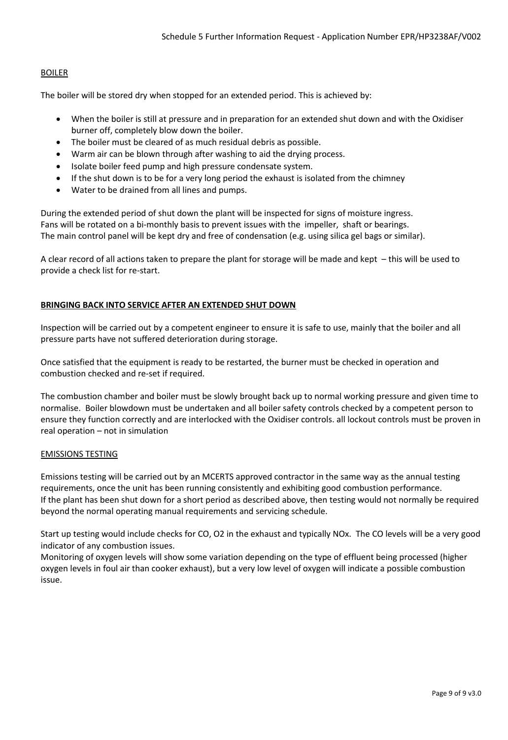## BOILER

The boiler will be stored dry when stopped for an extended period. This is achieved by:

- When the boiler is still at pressure and in preparation for an extended shut down and with the Oxidiser burner off, completely blow down the boiler.
- The boiler must be cleared of as much residual debris as possible.
- Warm air can be blown through after washing to aid the drying process.
- Isolate boiler feed pump and high pressure condensate system.
- If the shut down is to be for a very long period the exhaust is isolated from the chimney
- Water to be drained from all lines and pumps.

During the extended period of shut down the plant will be inspected for signs of moisture ingress.
Fans will be rotated on a bi-monthly basis to prevent issues with the impeller, shaft or bearings.
The main control panel will be kept dry and free of condensation (e.g. using silica gel bags or similar).

A clear record of all actions taken to prepare the plant for storage will be made and kept – this will be used to provide a check list for re-start.

## BRINGING BACK INTO SERVICE AFTER AN EXTENDED SHUT DOWN

Inspection will be carried out by a competent engineer to ensure it is safe to use, mainly that the boiler and all pressure parts have not suffered deterioration during storage.

Once satisfied that the equipment is ready to be restarted, the burner must be checked in operation and combustion checked and re-set if required.

The combustion chamber and boiler must be slowly brought back up to normal working pressure and given time to normalise. Boiler blowdown must be undertaken and all boiler safety controls checked by a competent person to ensure they function correctly and are interlocked with the Oxidiser controls. all lockout controls must be proven in real operation – not in simulation

## EMISSIONS TESTING

Emissions testing will be carried out by an MCERTS approved contractor in the same way as the annual testing requirements, once the unit has been running consistently and exhibiting good combustion performance.
If the plant has been shut down for a short period as described above, then testing would not normally be required beyond the normal operating manual requirements and servicing schedule.

Start up testing would include checks for CO, $O_2$ in the exhaust and typically $NO_x$. The CO levels will be a very good indicator of any combustion issues.
Monitoring of oxygen levels will show some variation depending on the type of effluent being processed (higher oxygen levels in foul air than cooker exhaust), but a very low level of oxygen will indicate a possible combustion issue.